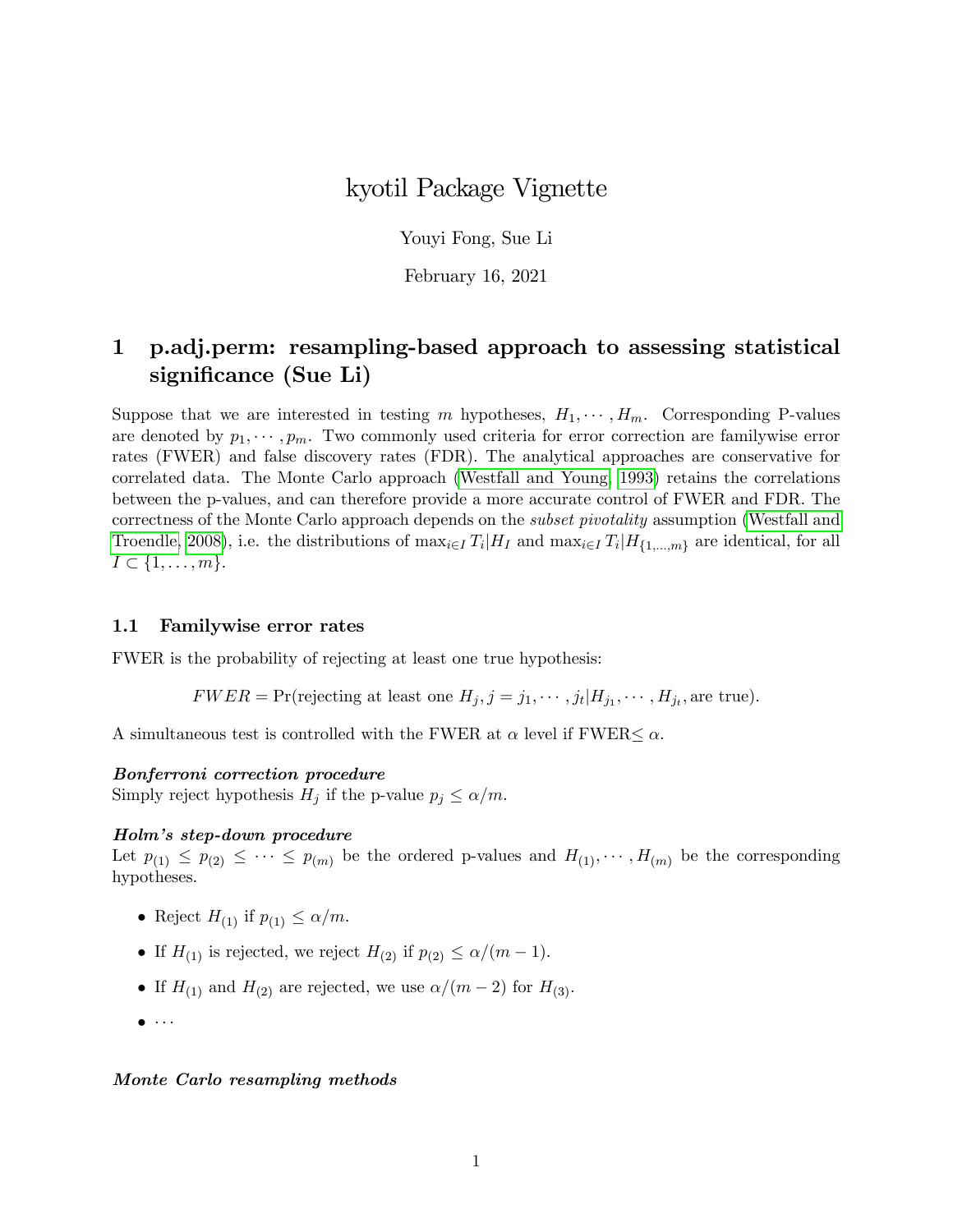# kyotil Package Vignette

Youyi Fong, Sue Li

February 16, 2021

## 1 p.adj.perm: resampling-based approach to assessing statistical significance (Sue Li)

Suppose that we are interested in testing $m$ hypotheses, $H_1, \cdots, H_m$. Corresponding P-values are denoted by $p_1, \cdots, p_m$. Two commonly used criteria for error correction are familywise error rates (FWER) and false discovery rates (FDR). The analytical approaches are conservative for correlated data. The Monte Carlo approach (Westfall and Young, 1993) retains the correlations between the p-values, and can therefore provide a more accurate control of FWER and FDR. The correctness of the Monte Carlo approach depends on the *subset pivotality* assumption (Westfall and Troendle, 2008), i.e. the distributions of $\max_{i \in I} T_i | H_I$ and $\max_{i \in I} T_i | H_{\{1,\ldots,m\}}$ are identical, for all $I \subset \{1, \ldots, m\}$.

### 1.1 Familywise error rates

FWER is the probability of rejecting at least one true hypothesis:

$$FWER = \Pr(\text{rejecting at least one } H_j, j = j_1, \cdots, j_t | H_{j_1}, \cdots, H_{j_t}, \text{are true}).$$

A simultaneous test is controlled with the FWER at $\alpha$ level if FWER$\leq \alpha$.

***Bonferroni correction procedure***
Simply reject hypothesis $H_j$ if the p-value $p_j \leq \alpha/m$.

***Holm's step-down procedure***
Let $p_{(1)} \leq p_{(2)} \leq \cdots \leq p_{(m)}$ be the ordered p-values and $H_{(1)}, \cdots, H_{(m)}$ be the corresponding hypotheses.

- Reject $H_{(1)}$ if $p_{(1)} \leq \alpha/m$.
- If $H_{(1)}$ is rejected, we reject $H_{(2)}$ if $p_{(2)} \leq \alpha/(m-1)$.
- If $H_{(1)}$ and $H_{(2)}$ are rejected, we use $\alpha/(m-2)$ for $H_{(3)}$.
- $\cdots$

***Monte Carlo resampling methods***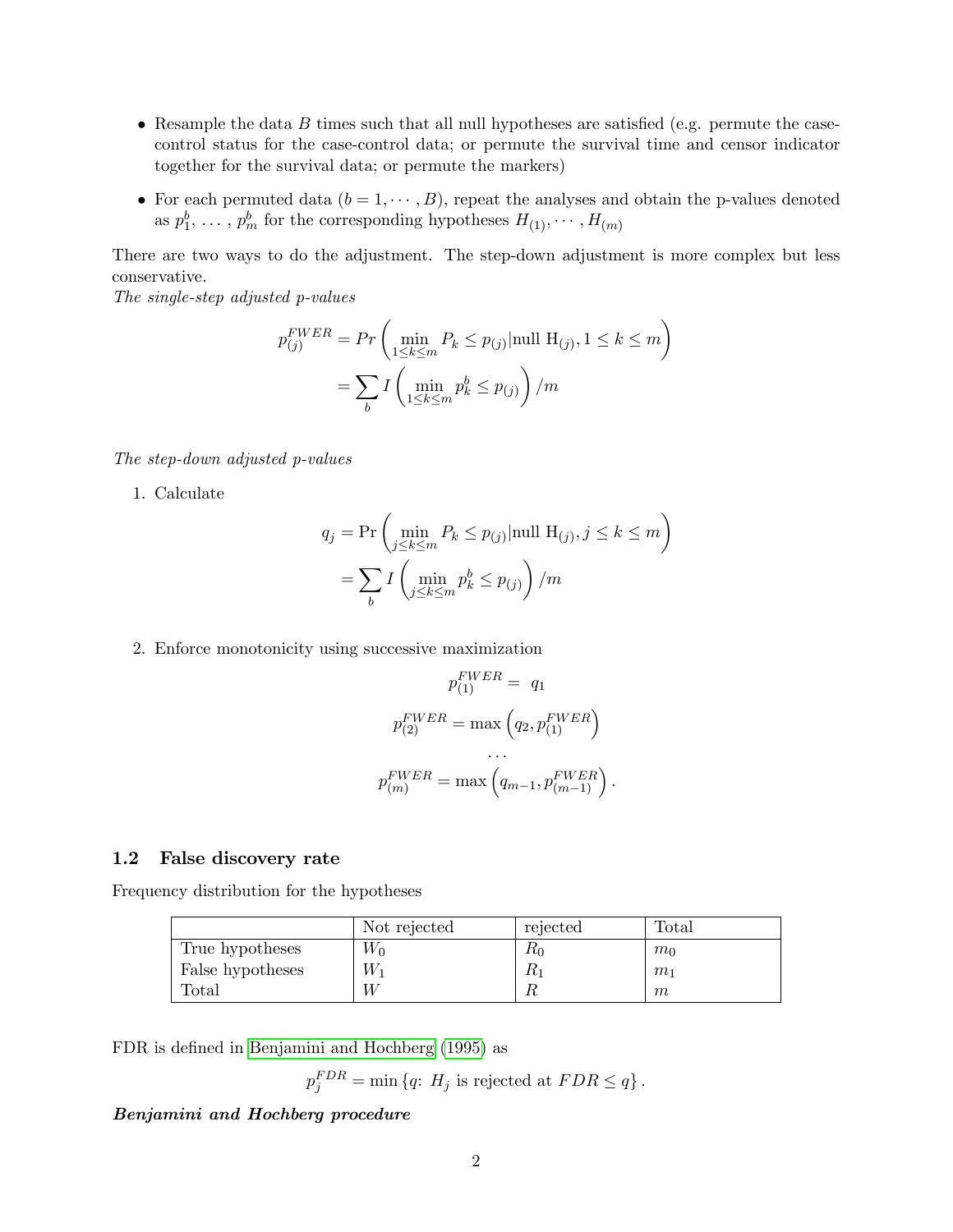- Resample the data $B$ times such that all null hypotheses are satisfied (e.g. permute the case-control status for the case-control data; or permute the survival time and censor indicator together for the survival data; or permute the markers)
- For each permuted data ($b = 1, \cdots, B$), repeat the analyses and obtain the p-values denoted as $p_1^b, \ldots, p_m^b$ for the corresponding hypotheses $H_{(1)}, \cdots, H_{(m)}$

There are two ways to do the adjustment. The step-down adjustment is more complex but less conservative.

*The single-step adjusted p-values*

$$
\begin{aligned}
p_{(j)}^{FWER} &= Pr\left(\min_{1 \le k \le m} P_k \le p_{(j)} | \text{null } \mathrm{H}_{(j)}, 1 \le k \le m\right) \\
&= \sum_b I\left(\min_{1 \le k \le m} p_k^b \le p_{(j)}\right)/m
\end{aligned}
$$

*The step-down adjusted p-values*

1. Calculate

$$
\begin{aligned}
q_j &= \Pr\left(\min_{j \le k \le m} P_k \le p_{(j)} | \text{null } \mathrm{H}_{(j)}, j \le k \le m\right) \\
&= \sum_b I\left(\min_{j \le k \le m} p_k^b \le p_{(j)}\right)/m
\end{aligned}
$$

2. Enforce monotonicity using successive maximization

$$
\begin{aligned}
p_{(1)}^{FWER} &= q_1 \\
p_{(2)}^{FWER} &= \max\left(q_2, p_{(1)}^{FWER}\right) \\
&\cdots \\
p_{(m)}^{FWER} &= \max\left(q_{m-1}, p_{(m-1)}^{FWER}\right).
\end{aligned}
$$

### 1.2 False discovery rate

Frequency distribution for the hypotheses

| | Not rejected | rejected | Total |
|---|---|---|---|
| True hypotheses | $W_0$ | $R_0$ | $m_0$ |
| False hypotheses | $W_1$ | $R_1$ | $m_1$ |
| Total | $W$ | $R$ | $m$ |

FDR is defined in Benjamini and Hochberg (1995) as

$$
p_j^{FDR} = \min\left\{q\colon\ H_j \text{ is rejected at } FDR \le q\right\}.
$$

***Benjamini and Hochberg procedure***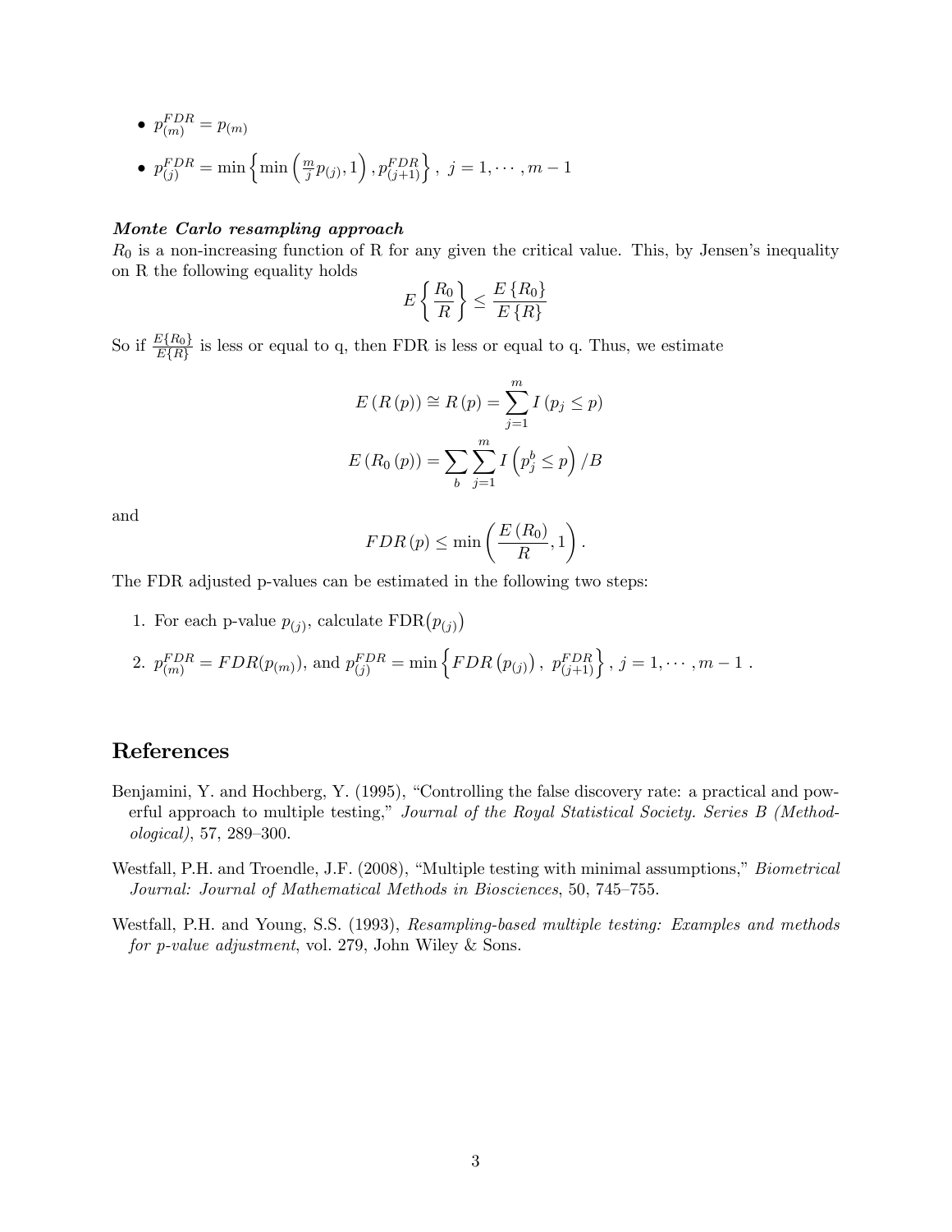- $p_{(m)}^{FDR} = p_{(m)}$
- $p_{(j)}^{FDR} = \min\left\{\min\left(\frac{m}{j}p_{(j)}, 1\right), p_{(j+1)}^{FDR}\right\},\ j = 1, \cdots, m-1$

***Monte Carlo resampling approach***

$R_0$ is a non-increasing function of R for any given the critical value. This, by Jensen's inequality on R the following equality holds

$$E\left\{\frac{R_0}{R}\right\} \leq \frac{E\left\{R_0\right\}}{E\left\{R\right\}}$$

So if $\frac{E\{R_0\}}{E\{R\}}$ is less or equal to q, then FDR is less or equal to q. Thus, we estimate

$$E\left(R\left(p\right)\right) \cong R\left(p\right) = \sum_{j=1}^{m} I\left(p_j \leq p\right)$$

$$E\left(R_0\left(p\right)\right) = \sum_{b}\sum_{j=1}^{m} I\left(p_j^b \leq p\right)/B$$

and

$$FDR\left(p\right) \leq \min\left(\frac{E\left(R_0\right)}{R}, 1\right).$$

The FDR adjusted p-values can be estimated in the following two steps:

1. For each p-value $p_{(j)}$, calculate $\text{FDR}\big(p_{(j)}\big)$
2. $p_{(m)}^{FDR} = FDR(p_{(m)})$, and $p_{(j)}^{FDR} = \min\left\{FDR\left(p_{(j)}\right),\ p_{(j+1)}^{FDR}\right\},\ j = 1, \cdots, m-1$ .

## References

Benjamini, Y. and Hochberg, Y. (1995), "Controlling the false discovery rate: a practical and powerful approach to multiple testing," *Journal of the Royal Statistical Society. Series B (Methodological)*, 57, 289–300.

Westfall, P.H. and Troendle, J.F. (2008), "Multiple testing with minimal assumptions," *Biometrical Journal: Journal of Mathematical Methods in Biosciences*, 50, 745–755.

Westfall, P.H. and Young, S.S. (1993), *Resampling-based multiple testing: Examples and methods for p-value adjustment*, vol. 279, John Wiley & Sons.